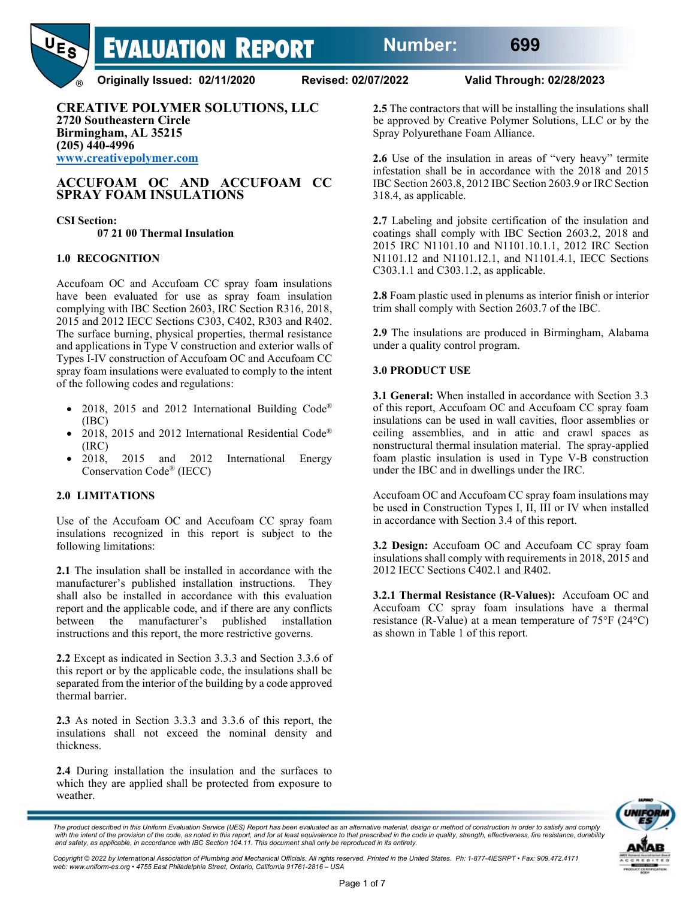# EVALUATION REPORT

**Number: 699**

**Originally Issued: 02/11/2020** **Revised: 02/07/2022** **Valid Through: 02/28/2023**

**CREATIVE POLYMER SOLUTIONS, LLC**
**2720 Southeastern Circle**
**Birmingham, AL 35215**
**(205) 440-4996**
**www.creativepolymer.com**

## ACCUFOAM OC AND ACCUFOAM CC SPRAY FOAM INSULATIONS

**CSI Section:**
**07 21 00 Thermal Insulation**

### 1.0 RECOGNITION

Accufoam OC and Accufoam CC spray foam insulations have been evaluated for use as spray foam insulation complying with IBC Section 2603, IRC Section R316, 2018, 2015 and 2012 IECC Sections C303, C402, R303 and R402. The surface burning, physical properties, thermal resistance and applications in Type V construction and exterior walls of Types I-IV construction of Accufoam OC and Accufoam CC spray foam insulations were evaluated to comply to the intent of the following codes and regulations:

- 2018, 2015 and 2012 International Building Code® (IBC)
- 2018, 2015 and 2012 International Residential Code® (IRC)
- 2018, 2015 and 2012 International Energy Conservation Code® (IECC)

### 2.0 LIMITATIONS

Use of the Accufoam OC and Accufoam CC spray foam insulations recognized in this report is subject to the following limitations:

**2.1** The insulation shall be installed in accordance with the manufacturer's published installation instructions. They shall also be installed in accordance with this evaluation report and the applicable code, and if there are any conflicts between the manufacturer's published installation instructions and this report, the more restrictive governs.

**2.2** Except as indicated in Section 3.3.3 and Section 3.3.6 of this report or by the applicable code, the insulations shall be separated from the interior of the building by a code approved thermal barrier.

**2.3** As noted in Section 3.3.3 and 3.3.6 of this report, the insulations shall not exceed the nominal density and thickness.

**2.4** During installation the insulation and the surfaces to which they are applied shall be protected from exposure to weather.

**2.5** The contractors that will be installing the insulations shall be approved by Creative Polymer Solutions, LLC or by the Spray Polyurethane Foam Alliance.

**2.6** Use of the insulation in areas of "very heavy" termite infestation shall be in accordance with the 2018 and 2015 IBC Section 2603.8, 2012 IBC Section 2603.9 or IRC Section 318.4, as applicable.

**2.7** Labeling and jobsite certification of the insulation and coatings shall comply with IBC Section 2603.2, 2018 and 2015 IRC N1101.10 and N1101.10.1.1, 2012 IRC Section N1101.12 and N1101.12.1, and N1101.4.1, IECC Sections C303.1.1 and C303.1.2, as applicable.

**2.8** Foam plastic used in plenums as interior finish or interior trim shall comply with Section 2603.7 of the IBC.

**2.9** The insulations are produced in Birmingham, Alabama under a quality control program.

### 3.0 PRODUCT USE

**3.1 General:** When installed in accordance with Section 3.3 of this report, Accufoam OC and Accufoam CC spray foam insulations can be used in wall cavities, floor assemblies or ceiling assemblies, and in attic and crawl spaces as nonstructural thermal insulation material. The spray-applied foam plastic insulation is used in Type V-B construction under the IBC and in dwellings under the IRC.

Accufoam OC and Accufoam CC spray foam insulations may be used in Construction Types I, II, III or IV when installed in accordance with Section 3.4 of this report.

**3.2 Design:** Accufoam OC and Accufoam CC spray foam insulations shall comply with requirements in 2018, 2015 and 2012 IECC Sections C402.1 and R402.

**3.2.1 Thermal Resistance (R-Values):** Accufoam OC and Accufoam CC spray foam insulations have a thermal resistance (R-Value) at a mean temperature of 75°F (24°C) as shown in Table 1 of this report.

*The product described in this Uniform Evaluation Service (UES) Report has been evaluated as an alternative material, design or method of construction in order to satisfy and comply with the intent of the provision of the code, as noted in this report, and for at least equivalence to that prescribed in the code in quality, strength, effectiveness, fire resistance, durability and safety, as applicable, in accordance with IBC Section 104.11. This document shall only be reproduced in its entirety.*

*Copyright © 2022 by International Association of Plumbing and Mechanical Officials. All rights reserved. Printed in the United States. Ph: 1-877-4IESRPT • Fax: 909.472.4171 web: www.uniform-es.org • 4755 East Philadelphia Street, Ontario, California 91761-2816 – USA*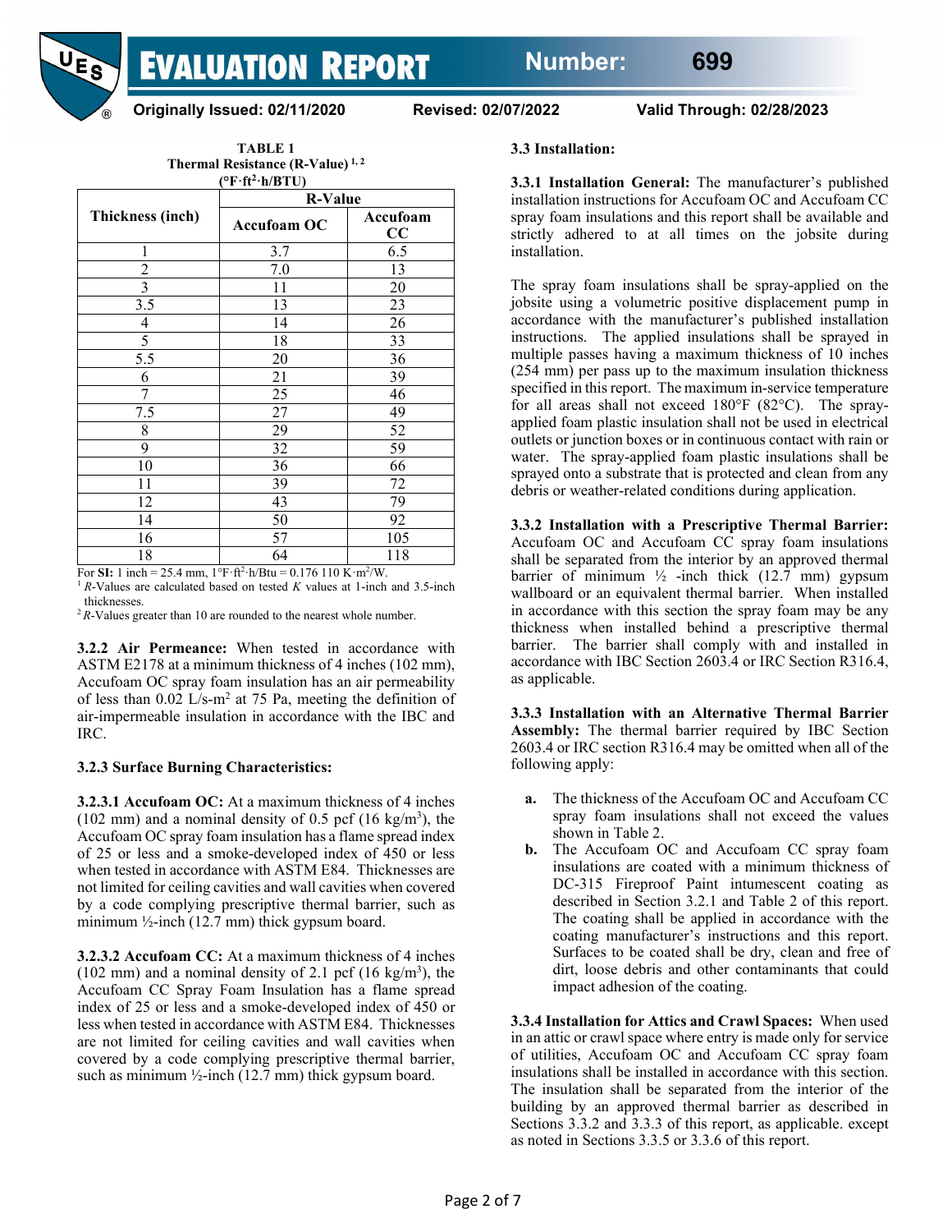**TABLE 1**
**Thermal Resistance (R-Value) [1, 2]**
**(°F·ft²·h/BTU)**

| Thickness (inch) | R-Value | |
|---|---|---|
| | Accufoam OC | Accufoam CC |
| 1 | 3.7 | 6.5 |
| 2 | 7.0 | 13 |
| 3 | 11 | 20 |
| 3.5 | 13 | 23 |
| 4 | 14 | 26 |
| 5 | 18 | 33 |
| 5.5 | 20 | 36 |
| 6 | 21 | 39 |
| 7 | 25 | 46 |
| 7.5 | 27 | 49 |
| 8 | 29 | 52 |
| 9 | 32 | 59 |
| 10 | 36 | 66 |
| 11 | 39 | 72 |
| 12 | 43 | 79 |
| 14 | 50 | 92 |
| 16 | 57 | 105 |
| 18 | 64 | 118 |

For **SI:** 1 inch = 25.4 mm, 1°F·ft²·h/Btu = 0.176 110 K·m²/W.
[1] *R*-Values are calculated based on tested *K* values at 1-inch and 3.5-inch thicknesses.
[2] *R*-Values greater than 10 are rounded to the nearest whole number.

**3.2.2 Air Permeance:** When tested in accordance with ASTM E2178 at a minimum thickness of 4 inches (102 mm), Accufoam OC spray foam insulation has an air permeability of less than 0.02 L/s-m² at 75 Pa, meeting the definition of air-impermeable insulation in accordance with the IBC and IRC.

**3.2.3 Surface Burning Characteristics:**

**3.2.3.1 Accufoam OC:** At a maximum thickness of 4 inches (102 mm) and a nominal density of 0.5 pcf (16 kg/m³), the Accufoam OC spray foam insulation has a flame spread index of 25 or less and a smoke-developed index of 450 or less when tested in accordance with ASTM E84. Thicknesses are not limited for ceiling cavities and wall cavities when covered by a code complying prescriptive thermal barrier, such as minimum ½-inch (12.7 mm) thick gypsum board.

**3.2.3.2 Accufoam CC:** At a maximum thickness of 4 inches (102 mm) and a nominal density of 2.1 pcf (16 kg/m³), the Accufoam CC Spray Foam Insulation has a flame spread index of 25 or less and a smoke-developed index of 450 or less when tested in accordance with ASTM E84. Thicknesses are not limited for ceiling cavities and wall cavities when covered by a code complying prescriptive thermal barrier, such as minimum ½-inch (12.7 mm) thick gypsum board.

**3.3 Installation:**

**3.3.1 Installation General:** The manufacturer's published installation instructions for Accufoam OC and Accufoam CC spray foam insulations and this report shall be available and strictly adhered to at all times on the jobsite during installation.

The spray foam insulations shall be spray-applied on the jobsite using a volumetric positive displacement pump in accordance with the manufacturer's published installation instructions. The applied insulations shall be sprayed in multiple passes having a maximum thickness of 10 inches (254 mm) per pass up to the maximum insulation thickness specified in this report. The maximum in-service temperature for all areas shall not exceed 180°F (82°C). The spray-applied foam plastic insulation shall not be used in electrical outlets or junction boxes or in continuous contact with rain or water. The spray-applied foam plastic insulations shall be sprayed onto a substrate that is protected and clean from any debris or weather-related conditions during application.

**3.3.2 Installation with a Prescriptive Thermal Barrier:** Accufoam OC and Accufoam CC spray foam insulations shall be separated from the interior by an approved thermal barrier of minimum ½ -inch thick (12.7 mm) gypsum wallboard or an equivalent thermal barrier. When installed in accordance with this section the spray foam may be any thickness when installed behind a prescriptive thermal barrier. The barrier shall comply with and installed in accordance with IBC Section 2603.4 or IRC Section R316.4, as applicable.

**3.3.3 Installation with an Alternative Thermal Barrier Assembly:** The thermal barrier required by IBC Section 2603.4 or IRC section R316.4 may be omitted when all of the following apply:

- **a.** The thickness of the Accufoam OC and Accufoam CC spray foam insulations shall not exceed the values shown in Table 2.
- **b.** The Accufoam OC and Accufoam CC spray foam insulations are coated with a minimum thickness of DC-315 Fireproof Paint intumescent coating as described in Section 3.2.1 and Table 2 of this report. The coating shall be applied in accordance with the coating manufacturer's instructions and this report. Surfaces to be coated shall be dry, clean and free of dirt, loose debris and other contaminants that could impact adhesion of the coating.

**3.3.4 Installation for Attics and Crawl Spaces:** When used in an attic or crawl space where entry is made only for service of utilities, Accufoam OC and Accufoam CC spray foam insulations shall be installed in accordance with this section. The insulation shall be separated from the interior of the building by an approved thermal barrier as described in Sections 3.3.2 and 3.3.3 of this report, as applicable. except as noted in Sections 3.3.5 or 3.3.6 of this report.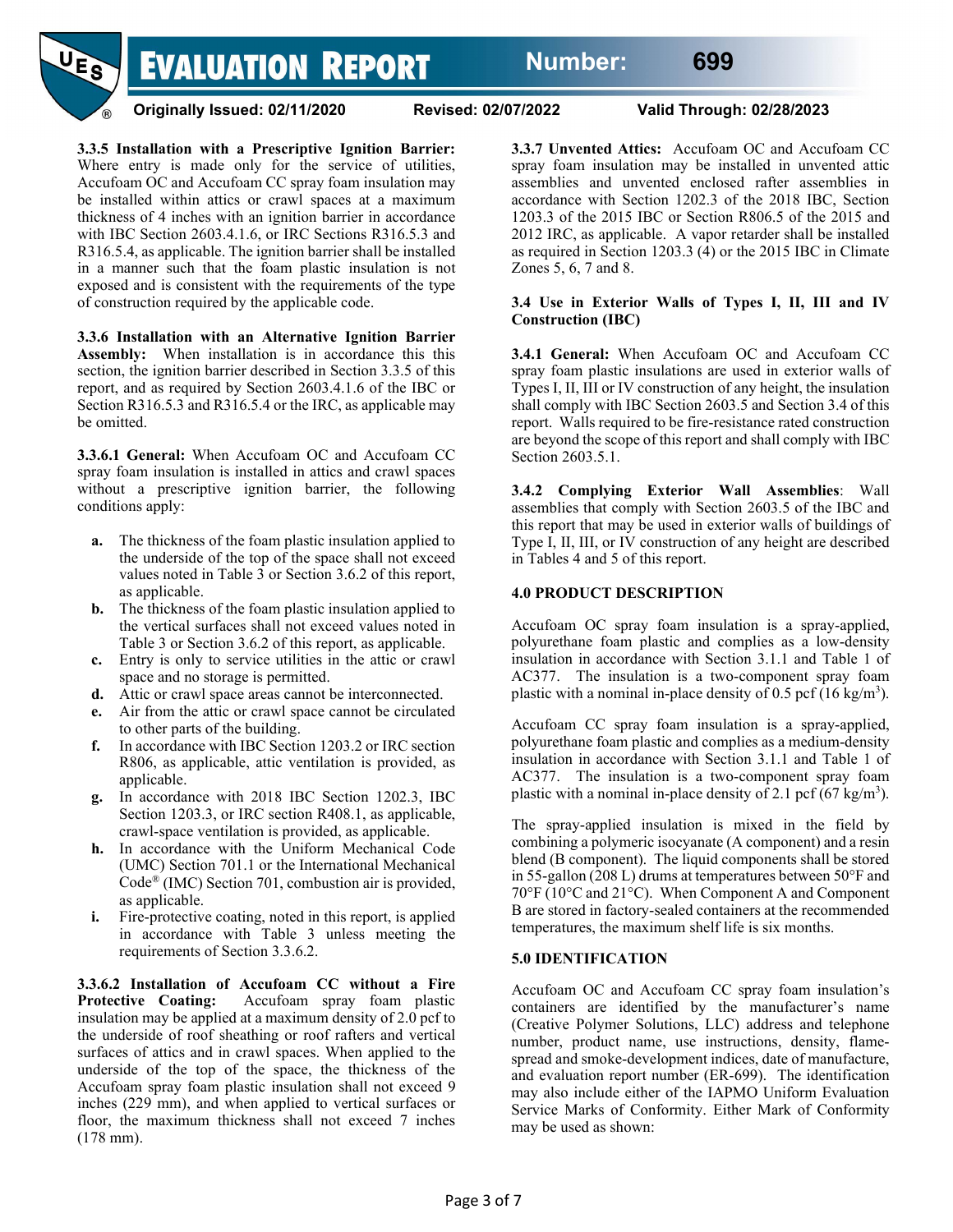**3.3.5 Installation with a Prescriptive Ignition Barrier:** Where entry is made only for the service of utilities, Accufoam OC and Accufoam CC spray foam insulation may be installed within attics or crawl spaces at a maximum thickness of 4 inches with an ignition barrier in accordance with IBC Section 2603.4.1.6, or IRC Sections R316.5.3 and R316.5.4, as applicable. The ignition barrier shall be installed in a manner such that the foam plastic insulation is not exposed and is consistent with the requirements of the type of construction required by the applicable code.

**3.3.6 Installation with an Alternative Ignition Barrier Assembly:** When installation is in accordance this this section, the ignition barrier described in Section 3.3.5 of this report, and as required by Section 2603.4.1.6 of the IBC or Section R316.5.3 and R316.5.4 or the IRC, as applicable may be omitted.

**3.3.6.1 General:** When Accufoam OC and Accufoam CC spray foam insulation is installed in attics and crawl spaces without a prescriptive ignition barrier, the following conditions apply:

- **a.** The thickness of the foam plastic insulation applied to the underside of the top of the space shall not exceed values noted in Table 3 or Section 3.6.2 of this report, as applicable.
- **b.** The thickness of the foam plastic insulation applied to the vertical surfaces shall not exceed values noted in Table 3 or Section 3.6.2 of this report, as applicable.
- **c.** Entry is only to service utilities in the attic or crawl space and no storage is permitted.
- **d.** Attic or crawl space areas cannot be interconnected.
- **e.** Air from the attic or crawl space cannot be circulated to other parts of the building.
- **f.** In accordance with IBC Section 1203.2 or IRC section R806, as applicable, attic ventilation is provided, as applicable.
- **g.** In accordance with 2018 IBC Section 1202.3, IBC Section 1203.3, or IRC section R408.1, as applicable, crawl-space ventilation is provided, as applicable.
- **h.** In accordance with the Uniform Mechanical Code (UMC) Section 701.1 or the International Mechanical Code® (IMC) Section 701, combustion air is provided, as applicable.
- **i.** Fire-protective coating, noted in this report, is applied in accordance with Table 3 unless meeting the requirements of Section 3.3.6.2.

**3.3.6.2 Installation of Accufoam CC without a Fire Protective Coating:** Accufoam spray foam plastic insulation may be applied at a maximum density of 2.0 pcf to the underside of roof sheathing or roof rafters and vertical surfaces of attics and in crawl spaces. When applied to the underside of the top of the space, the thickness of the Accufoam spray foam plastic insulation shall not exceed 9 inches (229 mm), and when applied to vertical surfaces or floor, the maximum thickness shall not exceed 7 inches (178 mm).

**3.3.7 Unvented Attics:** Accufoam OC and Accufoam CC spray foam insulation may be installed in unvented attic assemblies and unvented enclosed rafter assemblies in accordance with Section 1202.3 of the 2018 IBC, Section 1203.3 of the 2015 IBC or Section R806.5 of the 2015 and 2012 IRC, as applicable. A vapor retarder shall be installed as required in Section 1203.3 (4) or the 2015 IBC in Climate Zones 5, 6, 7 and 8.

**3.4 Use in Exterior Walls of Types I, II, III and IV Construction (IBC)**

**3.4.1 General:** When Accufoam OC and Accufoam CC spray foam insulations are used in exterior walls of Types I, II, III or IV construction of any height, the insulation shall comply with IBC Section 2603.5 and Section 3.4 of this report. Walls required to be fire-resistance rated construction are beyond the scope of this report and shall comply with IBC Section 2603.5.1.

**3.4.2 Complying Exterior Wall Assemblies**: Wall assemblies that comply with Section 2603.5 of the IBC and this report that may be used in exterior walls of buildings of Type I, II, III, or IV construction of any height are described in Tables 4 and 5 of this report.

## 4.0 PRODUCT DESCRIPTION

Accufoam OC spray foam insulation is a spray-applied, polyurethane foam plastic and complies as a low-density insulation in accordance with Section 3.1.1 and Table 1 of AC377. The insulation is a two-component spray foam plastic with a nominal in-place density of 0.5 pcf (16 kg/m$^3$).

Accufoam CC spray foam insulation is a spray-applied, polyurethane foam plastic and complies as a medium-density insulation in accordance with Section 3.1.1 and Table 1 of AC377. The insulation is a two-component spray foam plastic with a nominal in-place density of 2.1 pcf (67 kg/m$^3$).

The spray-applied insulation is mixed in the field by combining a polymeric isocyanate (A component) and a resin blend (B component). The liquid components shall be stored in 55-gallon (208 L) drums at temperatures between 50°F and 70°F (10°C and 21°C). When Component A and Component B are stored in factory-sealed containers at the recommended temperatures, the maximum shelf life is six months.

## 5.0 IDENTIFICATION

Accufoam OC and Accufoam CC spray foam insulation's containers are identified by the manufacturer's name (Creative Polymer Solutions, LLC) address and telephone number, product name, use instructions, density, flame-spread and smoke-development indices, date of manufacture, and evaluation report number (ER-699). The identification may also include either of the IAPMO Uniform Evaluation Service Marks of Conformity. Either Mark of Conformity may be used as shown: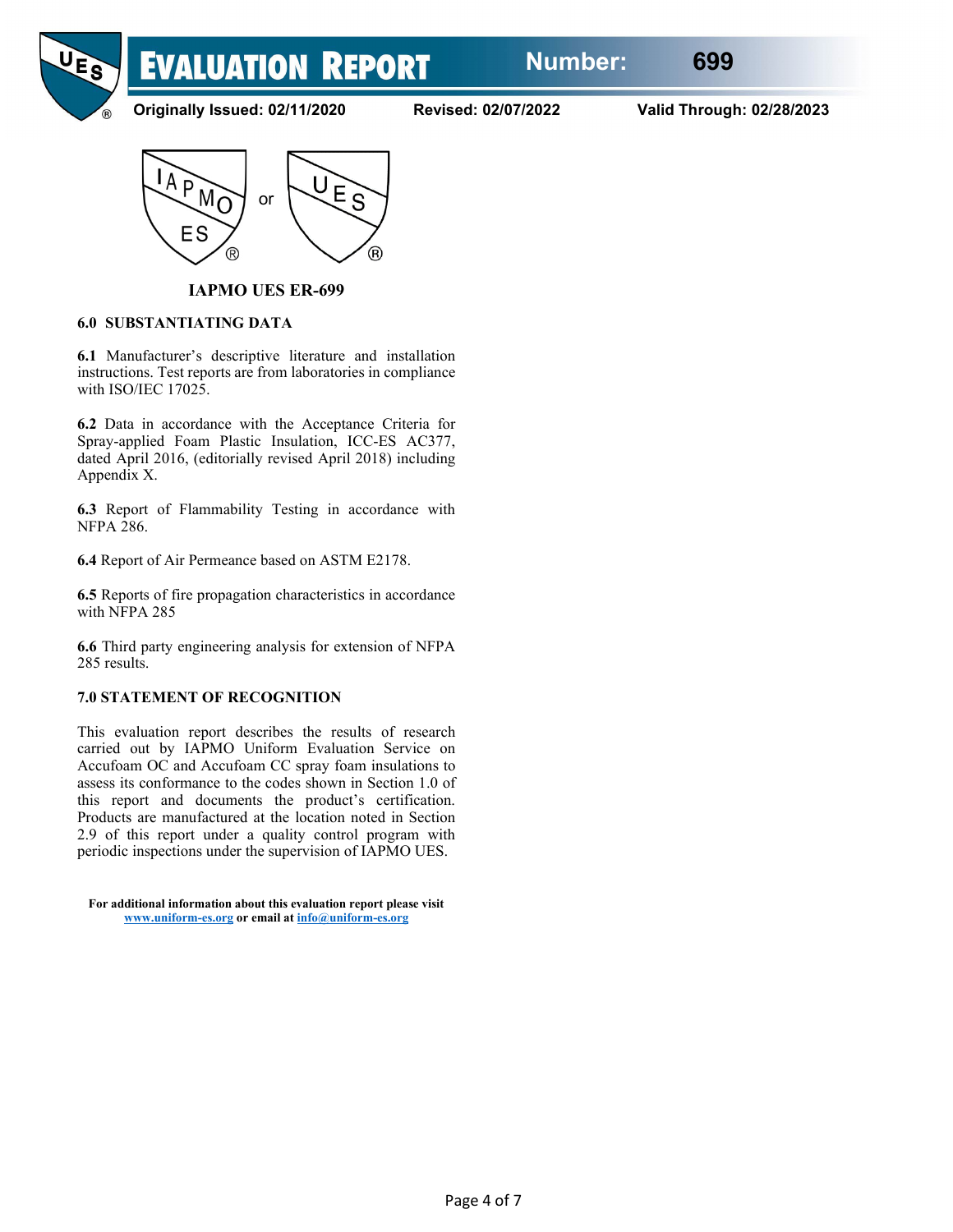**IAPMO UES ER-699**

## 6.0 SUBSTANTIATING DATA

**6.1** Manufacturer's descriptive literature and installation instructions. Test reports are from laboratories in compliance with ISO/IEC 17025.

**6.2** Data in accordance with the Acceptance Criteria for Spray-applied Foam Plastic Insulation, ICC-ES AC377, dated April 2016, (editorially revised April 2018) including Appendix X.

**6.3** Report of Flammability Testing in accordance with NFPA 286.

**6.4** Report of Air Permeance based on ASTM E2178.

**6.5** Reports of fire propagation characteristics in accordance with NFPA 285

**6.6** Third party engineering analysis for extension of NFPA 285 results.

## 7.0 STATEMENT OF RECOGNITION

This evaluation report describes the results of research carried out by IAPMO Uniform Evaluation Service on Accufoam OC and Accufoam CC spray foam insulations to assess its conformance to the codes shown in Section 1.0 of this report and documents the product's certification. Products are manufactured at the location noted in Section 2.9 of this report under a quality control program with periodic inspections under the supervision of IAPMO UES.

**For additional information about this evaluation report please visit www.uniform-es.org or email at info@uniform-es.org**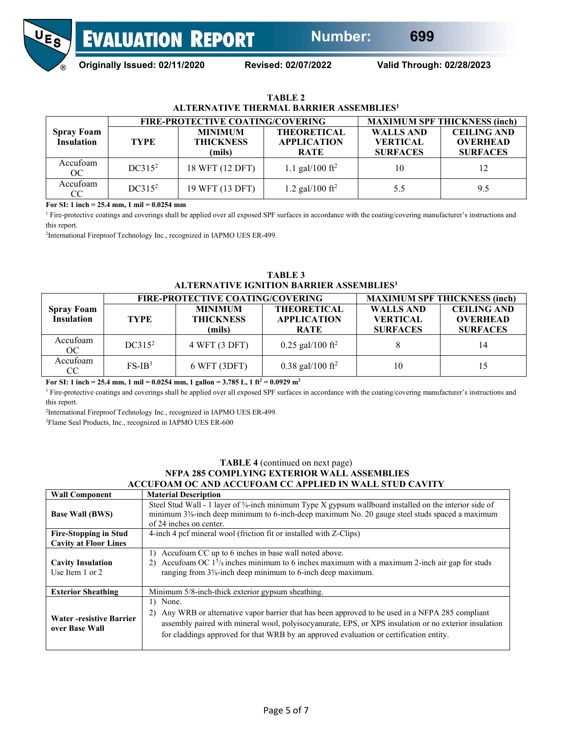**TABLE 2**
**ALTERNATIVE THERMAL BARRIER ASSEMBLIES[1]**

| Spray Foam Insulation | FIRE-PROTECTIVE COATING/COVERING | | | MAXIMUM SPF THICKNESS (inch) | |
|---|---|---|---|---|---|
| | TYPE | MINIMUM THICKNESS (mils) | THEORETICAL APPLICATION RATE | WALLS AND VERTICAL SURFACES | CEILING AND OVERHEAD SURFACES |
| Accufoam OC | DC315[2] | 18 WFT (12 DFT) | 1.1 gal/100 ft$^2$ | 10 | 12 |
| Accufoam CC | DC315[2] | 19 WFT (13 DFT) | 1.2 gal/100 ft$^2$ | 5.5 | 9.5 |

**For SI: 1 inch = 25.4 mm, 1 mil = 0.0254 mm**

[1] Fire-protective coatings and coverings shall be applied over all exposed SPF surfaces in accordance with the coating/covering manufacturer's instructions and this report.

[2] International Fireproof Technology Inc., recognized in IAPMO UES ER-499.

**TABLE 3**
**ALTERNATIVE IGNITION BARRIER ASSEMBLIES[1]**

| Spray Foam Insulation | FIRE-PROTECTIVE COATING/COVERING | | | MAXIMUM SPF THICKNESS (inch) | |
|---|---|---|---|---|---|
| | TYPE | MINIMUM THICKNESS (mils) | THEORETICAL APPLICATION RATE | WALLS AND VERTICAL SURFACES | CEILING AND OVERHEAD SURFACES |
| Accufoam OC | DC315[2] | 4 WFT (3 DFT) | 0.25 gal/100 ft$^2$ | 8 | 14 |
| Accufoam CC | FS-IB[3] | 6 WFT (3DFT) | 0.38 gal/100 ft$^2$ | 10 | 15 |

**For SI: 1 inch = 25.4 mm, 1 mil = 0.0254 mm, 1 gallon = 3.785 L, 1 ft$^2$ = 0.0929 m$^2$**

[1] Fire-protective coatings and coverings shall be applied over all exposed SPF surfaces in accordance with the coating/covering manufacturer's instructions and this report.

[2] International Fireproof Technology Inc., recognized in IAPMO UES ER-499.

[3] Flame Seal Products, Inc., recognized in IAPMO UES ER-600

**TABLE 4** (continued on next page)
**NFPA 285 COMPLYING EXTERIOR WALL ASSEMBLIES**
**ACCUFOAM OC AND ACCUFOAM CC APPLIED IN WALL STUD CAVITY**

| Wall Component | Material Description |
|---|---|
| **Base Wall (BWS)** | Steel Stud Wall - 1 layer of ⅝-inch minimum Type X gypsum wallboard installed on the interior side of minimum 3⅝-inch deep minimum to 6-inch-deep maximum No. 20 gauge steel studs spaced a maximum of 24 inches on center. |
| **Fire-Stopping in Stud Cavity at Floor Lines** | 4-inch 4 pcf mineral wool (friction fit or installed with Z-Clips) |
| **Cavity Insulation** Use Item 1 or 2 | 1) Accufoam CC up to 6 inches in base wall noted above. 2) Accufoam OC 1⅝ inches minimum to 6 inches maximum with a maximum 2-inch air gap for studs ranging from 3⅝-inch deep minimum to 6-inch deep maximum. |
| **Exterior Sheathing** | Minimum 5/8-inch-thick exterior gypsum sheathing. |
| **Water -resistive Barrier over Base Wall** | 1) None. 2) Any WRB or alternative vapor barrier that has been approved to be used in a NFPA 285 compliant assembly paired with mineral wool, polyisocyanurate, EPS, or XPS insulation or no exterior insulation for claddings approved for that WRB by an approved evaluation or certification entity. |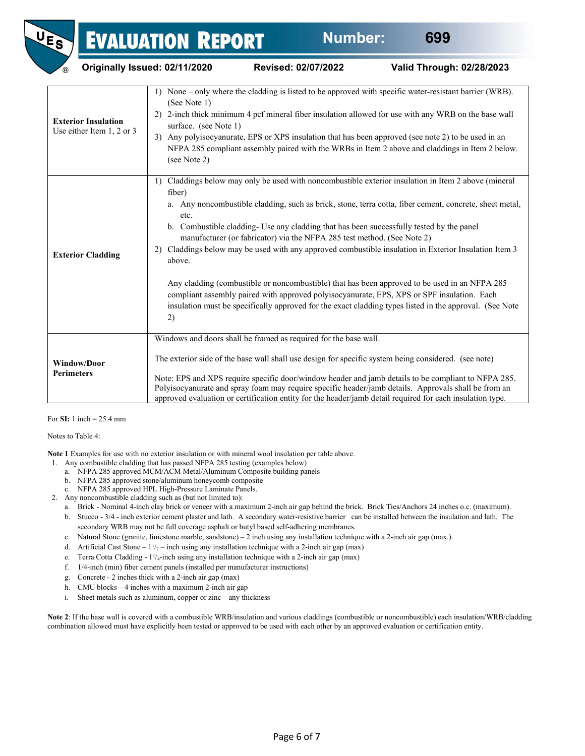| | |
|---|---|
| **Exterior Insulation** Use either Item 1, 2 or 3 | 1) None – only where the cladding is listed to be approved with specific water-resistant barrier (WRB). (See Note 1)<br>2) 2-inch thick minimum 4 pcf mineral fiber insulation allowed for use with any WRB on the base wall surface. (see Note 1)<br>3) Any polyisocyanurate, EPS or XPS insulation that has been approved (see note 2) to be used in an NFPA 285 compliant assembly paired with the WRBs in Item 2 above and claddings in Item 2 below. (see Note 2) |
| **Exterior Cladding** | 1) Claddings below may only be used with noncombustible exterior insulation in Item 2 above (mineral fiber)<br>a. Any noncombustible cladding, such as brick, stone, terra cotta, fiber cement, concrete, sheet metal, etc.<br>b. Combustible cladding- Use any cladding that has been successfully tested by the panel manufacturer (or fabricator) via the NFPA 285 test method. (See Note 2)<br>2) Claddings below may be used with any approved combustible insulation in Exterior Insulation Item 3 above.<br><br>Any cladding (combustible or noncombustible) that has been approved to be used in an NFPA 285 compliant assembly paired with approved polyisocyanurate, EPS, XPS or SPF insulation. Each insulation must be specifically approved for the exact cladding types listed in the approval. (See Note 2) |
| **Window/Door Perimeters** | Windows and doors shall be framed as required for the base wall.<br><br>The exterior side of the base wall shall use design for specific system being considered. (see note)<br><br>Note: EPS and XPS require specific door/window header and jamb details to be compliant to NFPA 285. Polyisocyanurate and spray foam may require specific header/jamb details. Approvals shall be from an approved evaluation or certification entity for the header/jamb detail required for each insulation type. |

For **SI:** 1 inch = 25.4 mm

Notes to Table 4:

**Note 1** Examples for use with no exterior insulation or with mineral wool insulation per table above.

1. Any combustible cladding that has passed NFPA 285 testing (examples below)
   a. NFPA 285 approved MCM/ACM Metal/Aluminum Composite building panels
   b. NFPA 285 approved stone/aluminum honeycomb composite
   c. NFPA 285 approved HPL High-Pressure Laminate Panels.
2. Any noncombustible cladding such as (but not limited to):
   a. Brick - Nominal 4-inch clay brick or veneer with a maximum 2-inch air gap behind the brick. Brick Ties/Anchors 24 inches o.c. (maximum).
   b. Stucco - 3/4 - inch exterior cement plaster and lath. A secondary water-resistive barrier can be installed between the insulation and lath. The secondary WRB may not be full coverage asphalt or butyl based self-adhering membranes.
   c. Natural Stone (granite, limestone marble, sandstone) – 2 inch using any installation technique with a 2-inch air gap (max.).
   d. Artificial Cast Stone – $1^1/_2$ – inch using any installation technique with a 2-inch air gap (max)
   e. Terra Cotta Cladding - $1^1/_4$-inch using any installation technique with a 2-inch air gap (max)
   f. 1/4-inch (min) fiber cement panels (installed per manufacturer instructions)
   g. Concrete - 2 inches thick with a 2-inch air gap (max)
   h. CMU blocks – 4 inches with a maximum 2-inch air gap
   i. Sheet metals such as aluminum, copper or zinc – any thickness

**Note 2**: If the base wall is covered with a combustible WRB/insulation and various claddings (combustible or noncombustible) each insulation/WRB/cladding combination allowed must have explicitly been tested or approved to be used with each other by an approved evaluation or certification entity.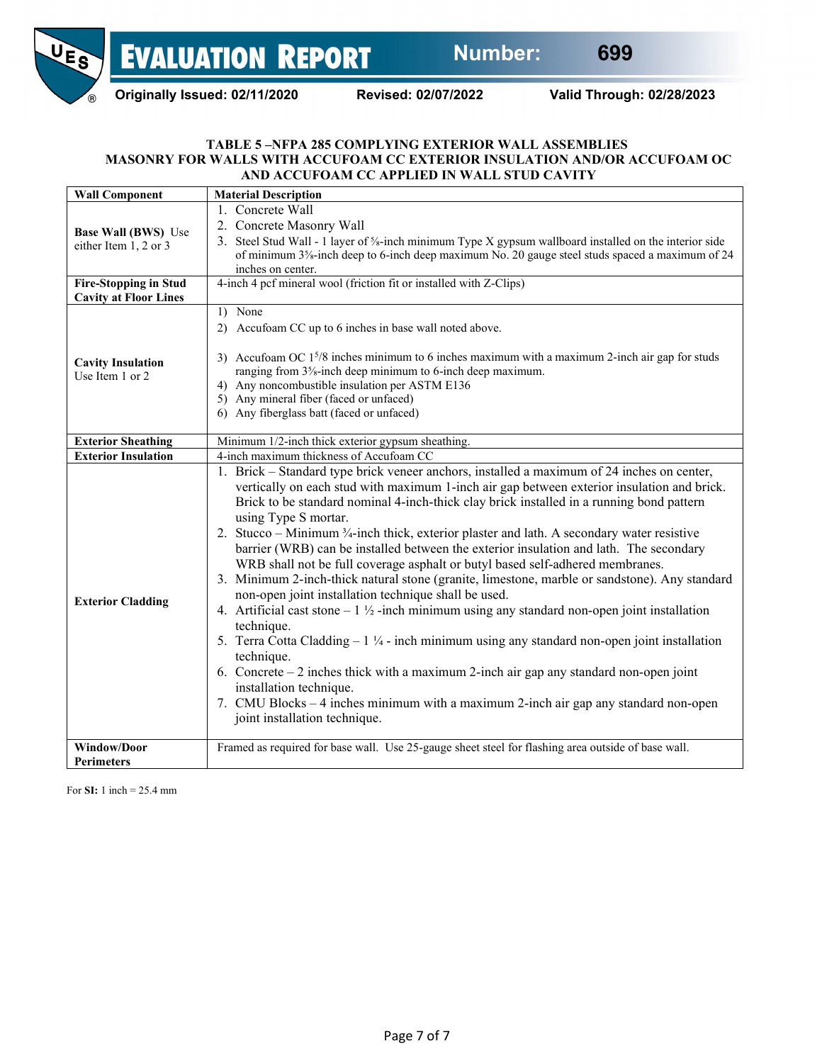**TABLE 5 –NFPA 285 COMPLYING EXTERIOR WALL ASSEMBLIES MASONRY FOR WALLS WITH ACCUFOAM CC EXTERIOR INSULATION AND/OR ACCUFOAM OC AND ACCUFOAM CC APPLIED IN WALL STUD CAVITY**

| Wall Component | Material Description |
| --- | --- |
| **Base Wall (BWS)** Use either Item 1, 2 or 3 | 1. Concrete Wall<br>2. Concrete Masonry Wall<br>3. Steel Stud Wall - 1 layer of ⅝-inch minimum Type X gypsum wallboard installed on the interior side of minimum 3⅝-inch deep to 6-inch deep maximum No. 20 gauge steel studs spaced a maximum of 24 inches on center. |
| **Fire-Stopping in Stud Cavity at Floor Lines** | 4-inch 4 pcf mineral wool (friction fit or installed with Z-Clips) |
| **Cavity Insulation** Use Item 1 or 2 | 1) None<br>2) Accufoam CC up to 6 inches in base wall noted above.<br>3) Accufoam OC 1 5/8 inches minimum to 6 inches maximum with a maximum 2-inch air gap for studs ranging from 3⅝-inch deep minimum to 6-inch deep maximum.<br>4) Any noncombustible insulation per ASTM E136<br>5) Any mineral fiber (faced or unfaced)<br>6) Any fiberglass batt (faced or unfaced) |
| **Exterior Sheathing** | Minimum 1/2-inch thick exterior gypsum sheathing. |
| **Exterior Insulation** | 4-inch maximum thickness of Accufoam CC |
| **Exterior Cladding** | 1. Brick – Standard type brick veneer anchors, installed a maximum of 24 inches on center, vertically on each stud with maximum 1-inch air gap between exterior insulation and brick. Brick to be standard nominal 4-inch-thick clay brick installed in a running bond pattern using Type S mortar.<br>2. Stucco – Minimum ¾-inch thick, exterior plaster and lath. A secondary water resistive barrier (WRB) can be installed between the exterior insulation and lath. The secondary WRB shall not be full coverage asphalt or butyl based self-adhered membranes.<br>3. Minimum 2-inch-thick natural stone (granite, limestone, marble or sandstone). Any standard non-open joint installation technique shall be used.<br>4. Artificial cast stone – 1 ½ -inch minimum using any standard non-open joint installation technique.<br>5. Terra Cotta Cladding – 1 ¼ - inch minimum using any standard non-open joint installation technique.<br>6. Concrete – 2 inches thick with a maximum 2-inch air gap any standard non-open joint installation technique.<br>7. CMU Blocks – 4 inches minimum with a maximum 2-inch air gap any standard non-open joint installation technique. |
| **Window/Door Perimeters** | Framed as required for base wall. Use 25-gauge sheet steel for flashing area outside of base wall. |

For **SI:** 1 inch = 25.4 mm